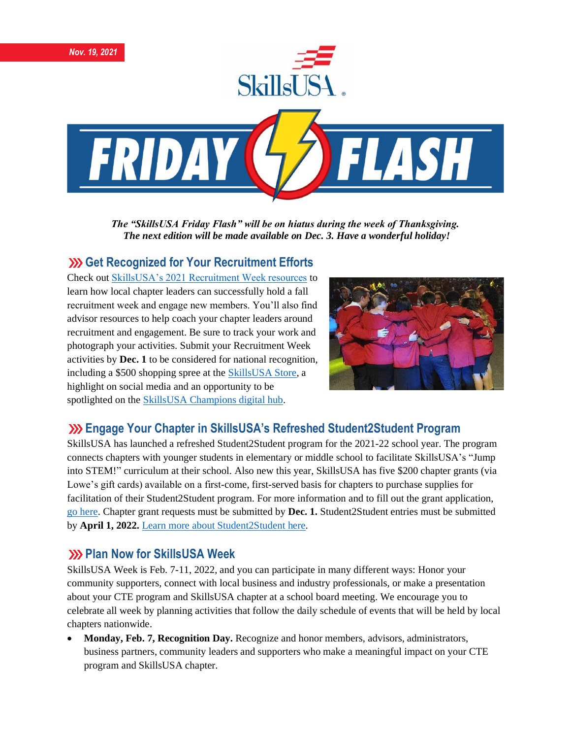*Nov. 19, 2021*

# SkillsUSA Friday Flash

***The "SkillsUSA Friday Flash" will be on hiatus during the week of Thanksgiving. The next edition will be made available on Dec. 3. Have a wonderful holiday!***

## Get Recognized for Your Recruitment Efforts

Check out SkillsUSA's 2021 Recruitment Week resources to learn how local chapter leaders can successfully hold a fall recruitment week and engage new members. You'll also find advisor resources to help coach your chapter leaders around recruitment and engagement. Be sure to track your work and photograph your activities. Submit your Recruitment Week activities by **Dec. 1** to be considered for national recognition, including a $500 shopping spree at the SkillsUSA Store, a highlight on social media and an opportunity to be spotlighted on the SkillsUSA Champions digital hub.

## Engage Your Chapter in SkillsUSA's Refreshed Student2Student Program

SkillsUSA has launched a refreshed Student2Student program for the 2021-22 school year. The program connects chapters with younger students in elementary or middle school to facilitate SkillsUSA's "Jump into STEM!" curriculum at their school. Also new this year, SkillsUSA has five $200 chapter grants (via Lowe's gift cards) available on a first-come, first-served basis for chapters to purchase supplies for facilitation of their Student2Student program. For more information and to fill out the grant application, go here. Chapter grant requests must be submitted by **Dec. 1.** Student2Student entries must be submitted by **April 1, 2022.** Learn more about Student2Student here.

## Plan Now for SkillsUSA Week

SkillsUSA Week is Feb. 7-11, 2022, and you can participate in many different ways: Honor your community supporters, connect with local business and industry professionals, or make a presentation about your CTE program and SkillsUSA chapter at a school board meeting. We encourage you to celebrate all week by planning activities that follow the daily schedule of events that will be held by local chapters nationwide.

- **Monday, Feb. 7, Recognition Day.** Recognize and honor members, advisors, administrators, business partners, community leaders and supporters who make a meaningful impact on your CTE program and SkillsUSA chapter.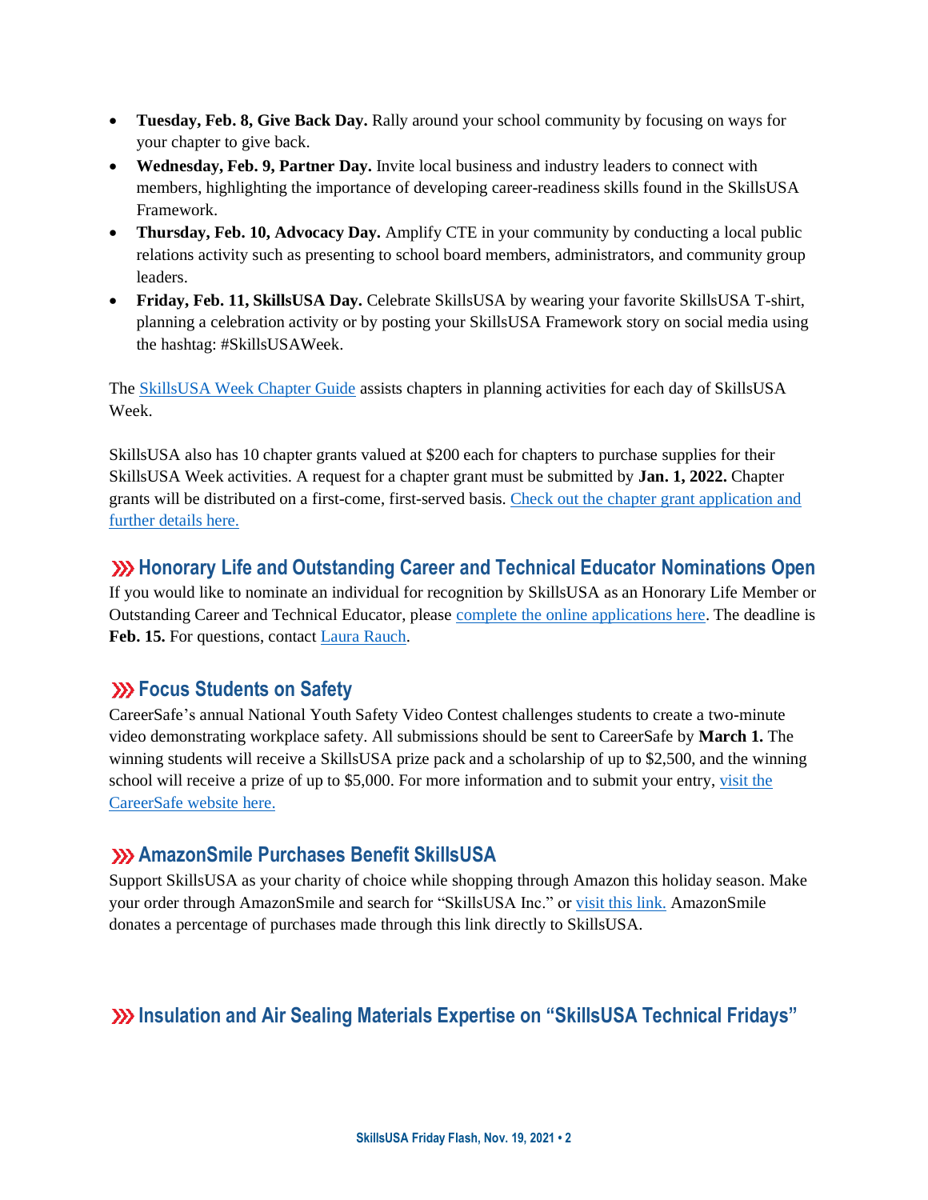- **Tuesday, Feb. 8, Give Back Day.** Rally around your school community by focusing on ways for your chapter to give back.
- **Wednesday, Feb. 9, Partner Day.** Invite local business and industry leaders to connect with members, highlighting the importance of developing career-readiness skills found in the SkillsUSA Framework.
- **Thursday, Feb. 10, Advocacy Day.** Amplify CTE in your community by conducting a local public relations activity such as presenting to school board members, administrators, and community group leaders.
- **Friday, Feb. 11, SkillsUSA Day.** Celebrate SkillsUSA by wearing your favorite SkillsUSA T-shirt, planning a celebration activity or by posting your SkillsUSA Framework story on social media using the hashtag: #SkillsUSAWeek.

The SkillsUSA Week Chapter Guide assists chapters in planning activities for each day of SkillsUSA Week.

SkillsUSA also has 10 chapter grants valued at $200 each for chapters to purchase supplies for their SkillsUSA Week activities. A request for a chapter grant must be submitted by **Jan. 1, 2022.** Chapter grants will be distributed on a first-come, first-served basis. Check out the chapter grant application and further details here.

## Honorary Life and Outstanding Career and Technical Educator Nominations Open

If you would like to nominate an individual for recognition by SkillsUSA as an Honorary Life Member or Outstanding Career and Technical Educator, please complete the online applications here. The deadline is **Feb. 15.** For questions, contact Laura Rauch.

## Focus Students on Safety

CareerSafe's annual National Youth Safety Video Contest challenges students to create a two-minute video demonstrating workplace safety. All submissions should be sent to CareerSafe by **March 1.** The winning students will receive a SkillsUSA prize pack and a scholarship of up to $2,500, and the winning school will receive a prize of up to $5,000. For more information and to submit your entry, visit the CareerSafe website here.

## AmazonSmile Purchases Benefit SkillsUSA

Support SkillsUSA as your charity of choice while shopping through Amazon this holiday season. Make your order through AmazonSmile and search for "SkillsUSA Inc." or visit this link. AmazonSmile donates a percentage of purchases made through this link directly to SkillsUSA.

## Insulation and Air Sealing Materials Expertise on "SkillsUSA Technical Fridays"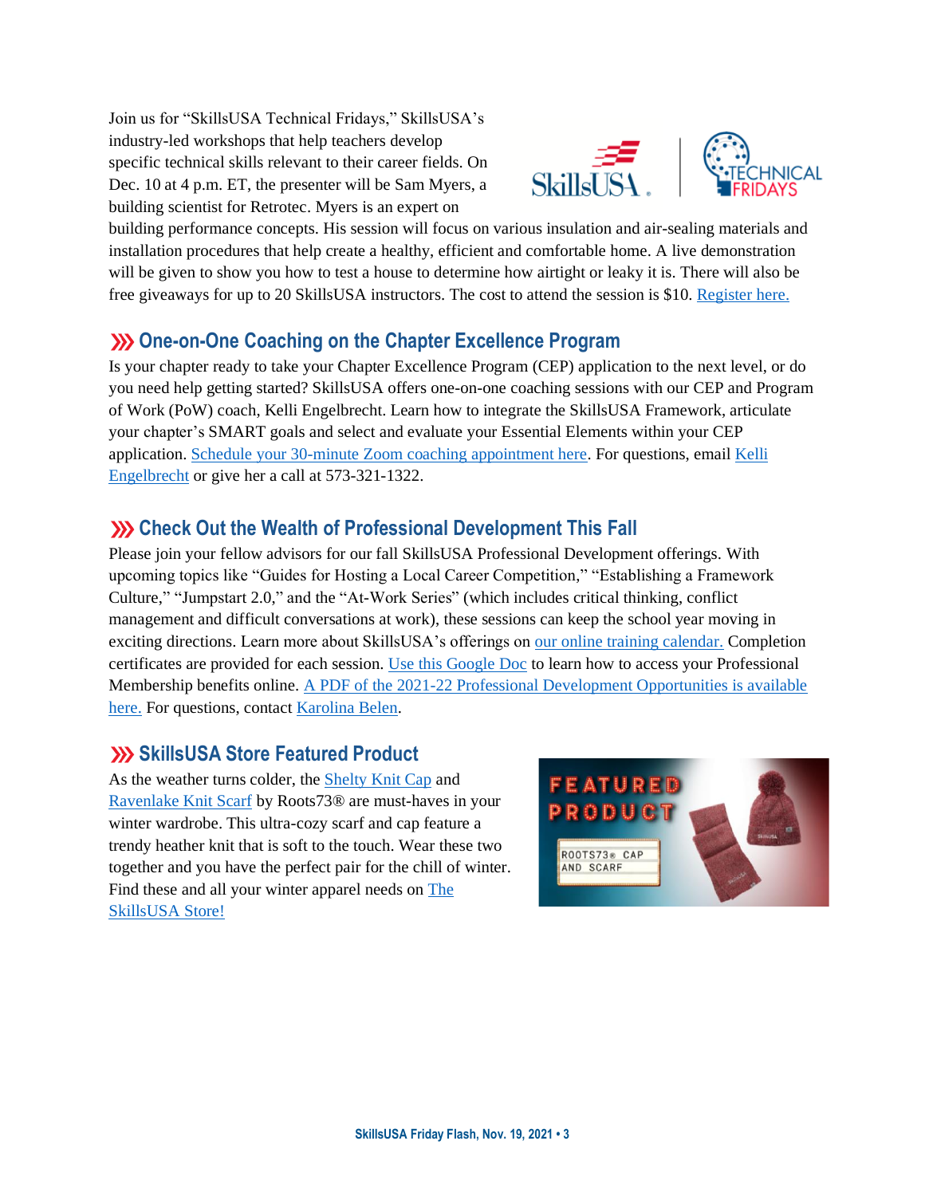Join us for "SkillsUSA Technical Fridays," SkillsUSA's industry-led workshops that help teachers develop specific technical skills relevant to their career fields. On Dec. 10 at 4 p.m. ET, the presenter will be Sam Myers, a building scientist for Retrotec. Myers is an expert on building performance concepts. His session will focus on various insulation and air-sealing materials and installation procedures that help create a healthy, efficient and comfortable home. A live demonstration will be given to show you how to test a house to determine how airtight or leaky it is. There will also be free giveaways for up to 20 SkillsUSA instructors. The cost to attend the session is $10. Register here.

## One-on-One Coaching on the Chapter Excellence Program

Is your chapter ready to take your Chapter Excellence Program (CEP) application to the next level, or do you need help getting started? SkillsUSA offers one-on-one coaching sessions with our CEP and Program of Work (PoW) coach, Kelli Engelbrecht. Learn how to integrate the SkillsUSA Framework, articulate your chapter's SMART goals and select and evaluate your Essential Elements within your CEP application. Schedule your 30-minute Zoom coaching appointment here. For questions, email Kelli Engelbrecht or give her a call at 573-321-1322.

## Check Out the Wealth of Professional Development This Fall

Please join your fellow advisors for our fall SkillsUSA Professional Development offerings. With upcoming topics like "Guides for Hosting a Local Career Competition," "Establishing a Framework Culture," "Jumpstart 2.0," and the "At-Work Series" (which includes critical thinking, conflict management and difficult conversations at work), these sessions can keep the school year moving in exciting directions. Learn more about SkillsUSA's offerings on our online training calendar. Completion certificates are provided for each session. Use this Google Doc to learn how to access your Professional Membership benefits online. A PDF of the 2021-22 Professional Development Opportunities is available here. For questions, contact Karolina Belen.

## SkillsUSA Store Featured Product

As the weather turns colder, the Shelty Knit Cap and Ravenlake Knit Scarf by Roots73® are must-haves in your winter wardrobe. This ultra-cozy scarf and cap feature a trendy heather knit that is soft to the touch. Wear these two together and you have the perfect pair for the chill of winter. Find these and all your winter apparel needs on The SkillsUSA Store!